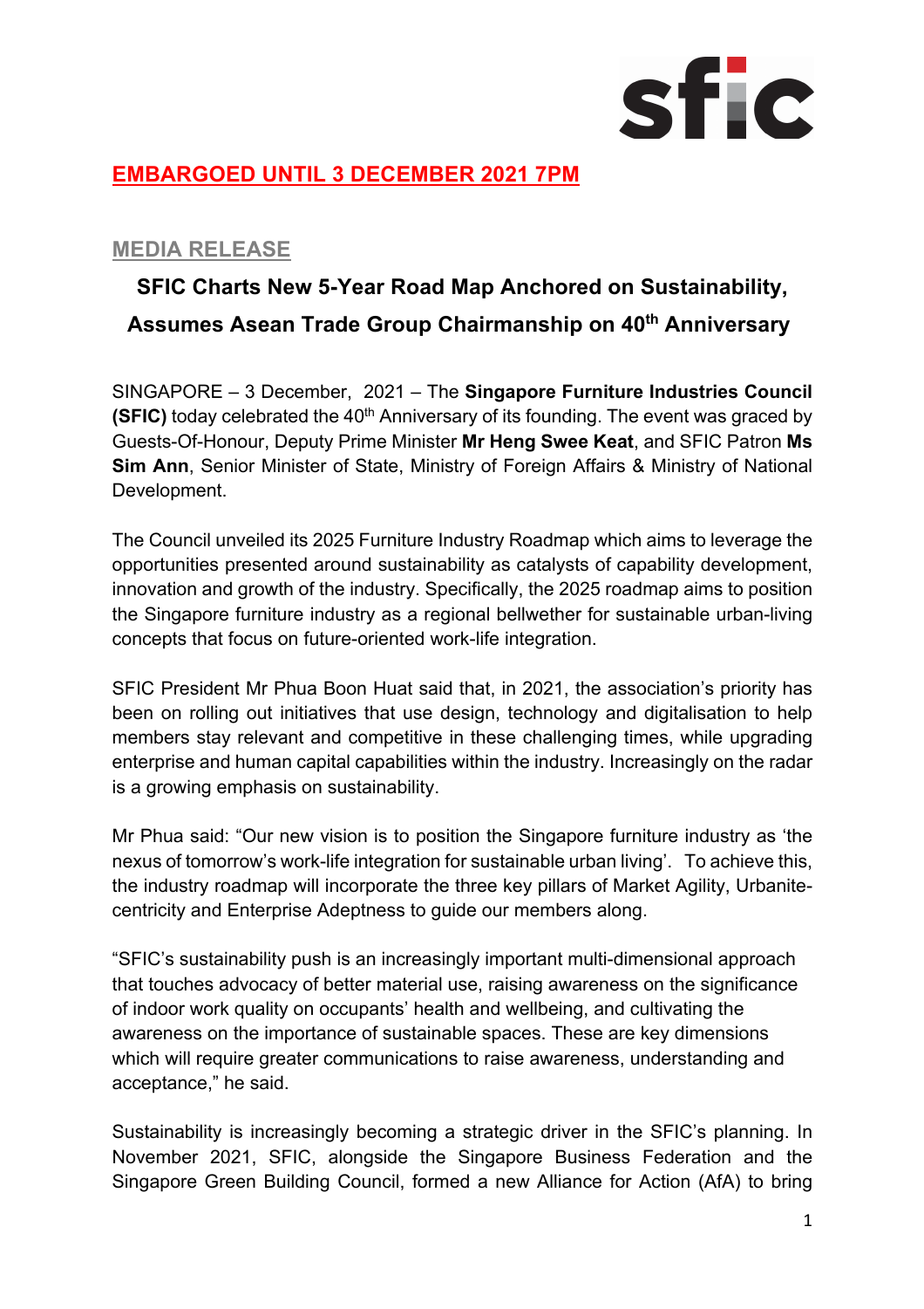**EMBARGOED UNTIL 3 DECEMBER 2021 7PM**

**MEDIA RELEASE**

# SFIC Charts New 5-Year Road Map Anchored on Sustainability, Assumes Asean Trade Group Chairmanship on 40th Anniversary

SINGAPORE – 3 December, 2021 – The **Singapore Furniture Industries Council (SFIC)** today celebrated the 40th Anniversary of its founding. The event was graced by Guests-Of-Honour, Deputy Prime Minister **Mr Heng Swee Keat**, and SFIC Patron **Ms Sim Ann**, Senior Minister of State, Ministry of Foreign Affairs & Ministry of National Development.

The Council unveiled its 2025 Furniture Industry Roadmap which aims to leverage the opportunities presented around sustainability as catalysts of capability development, innovation and growth of the industry. Specifically, the 2025 roadmap aims to position the Singapore furniture industry as a regional bellwether for sustainable urban-living concepts that focus on future-oriented work-life integration.

SFIC President Mr Phua Boon Huat said that, in 2021, the association's priority has been on rolling out initiatives that use design, technology and digitalisation to help members stay relevant and competitive in these challenging times, while upgrading enterprise and human capital capabilities within the industry. Increasingly on the radar is a growing emphasis on sustainability.

Mr Phua said: "Our new vision is to position the Singapore furniture industry as 'the nexus of tomorrow's work-life integration for sustainable urban living'. To achieve this, the industry roadmap will incorporate the three key pillars of Market Agility, Urbanite-centricity and Enterprise Adeptness to guide our members along.

"SFIC's sustainability push is an increasingly important multi-dimensional approach that touches advocacy of better material use, raising awareness on the significance of indoor work quality on occupants' health and wellbeing, and cultivating the awareness on the importance of sustainable spaces. These are key dimensions which will require greater communications to raise awareness, understanding and acceptance," he said.

Sustainability is increasingly becoming a strategic driver in the SFIC's planning. In November 2021, SFIC, alongside the Singapore Business Federation and the Singapore Green Building Council, formed a new Alliance for Action (AfA) to bring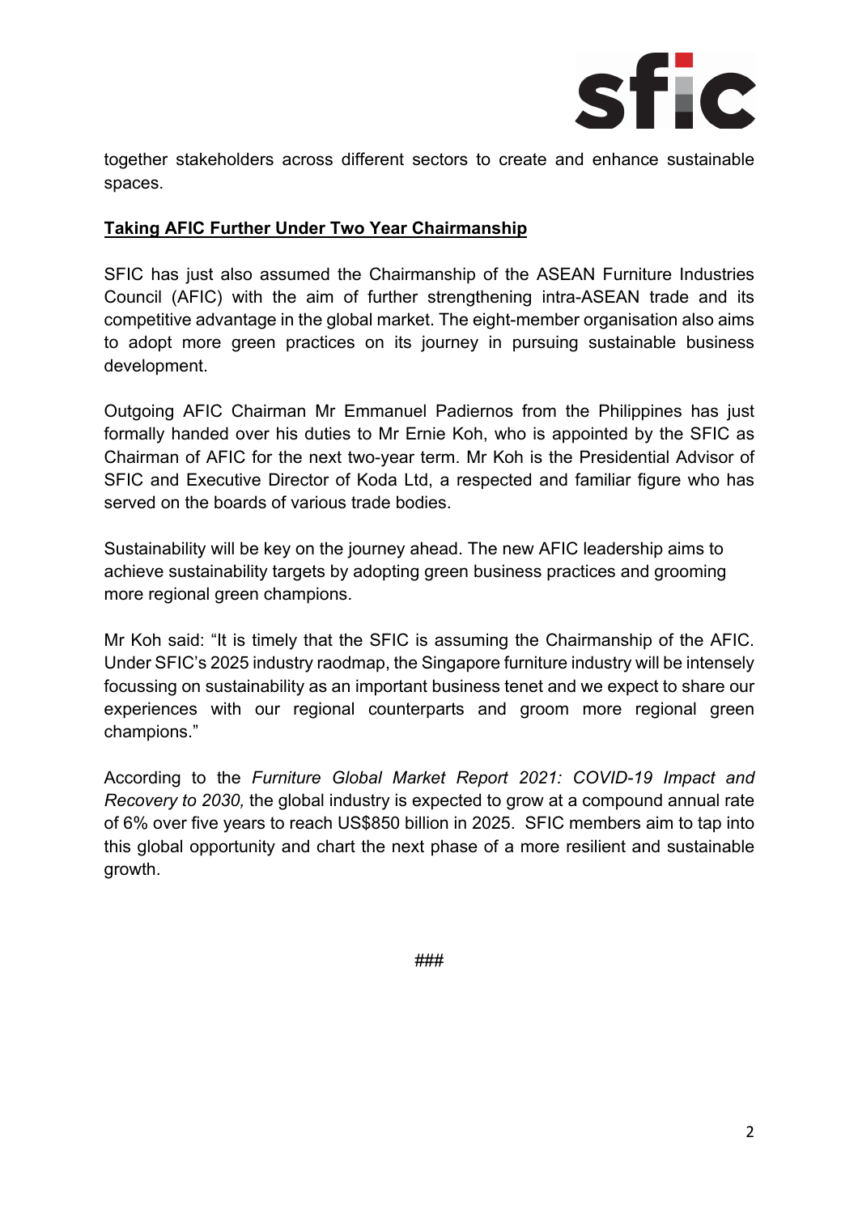together stakeholders across different sectors to create and enhance sustainable spaces.

**Taking AFIC Further Under Two Year Chairmanship**

SFIC has just also assumed the Chairmanship of the ASEAN Furniture Industries Council (AFIC) with the aim of further strengthening intra-ASEAN trade and its competitive advantage in the global market. The eight-member organisation also aims to adopt more green practices on its journey in pursuing sustainable business development.

Outgoing AFIC Chairman Mr Emmanuel Padiernos from the Philippines has just formally handed over his duties to Mr Ernie Koh, who is appointed by the SFIC as Chairman of AFIC for the next two-year term. Mr Koh is the Presidential Advisor of SFIC and Executive Director of Koda Ltd, a respected and familiar figure who has served on the boards of various trade bodies.

Sustainability will be key on the journey ahead. The new AFIC leadership aims to achieve sustainability targets by adopting green business practices and grooming more regional green champions.

Mr Koh said: "It is timely that the SFIC is assuming the Chairmanship of the AFIC. Under SFIC's 2025 industry raodmap, the Singapore furniture industry will be intensely focussing on sustainability as an important business tenet and we expect to share our experiences with our regional counterparts and groom more regional green champions."

According to the *Furniture Global Market Report 2021: COVID-19 Impact and Recovery to 2030,* the global industry is expected to grow at a compound annual rate of 6% over five years to reach US$850 billion in 2025. SFIC members aim to tap into this global opportunity and chart the next phase of a more resilient and sustainable growth.

###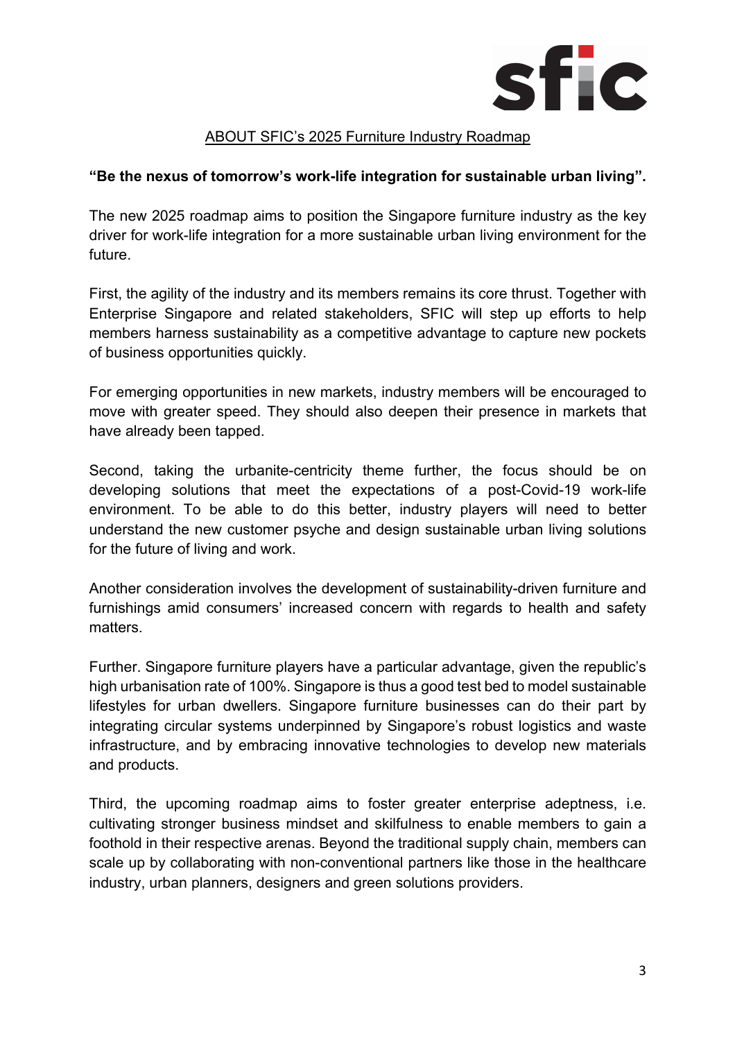## ABOUT SFIC's 2025 Furniture Industry Roadmap

**"Be the nexus of tomorrow's work-life integration for sustainable urban living".**

The new 2025 roadmap aims to position the Singapore furniture industry as the key driver for work-life integration for a more sustainable urban living environment for the future.

First, the agility of the industry and its members remains its core thrust. Together with Enterprise Singapore and related stakeholders, SFIC will step up efforts to help members harness sustainability as a competitive advantage to capture new pockets of business opportunities quickly.

For emerging opportunities in new markets, industry members will be encouraged to move with greater speed. They should also deepen their presence in markets that have already been tapped.

Second, taking the urbanite-centricity theme further, the focus should be on developing solutions that meet the expectations of a post-Covid-19 work-life environment. To be able to do this better, industry players will need to better understand the new customer psyche and design sustainable urban living solutions for the future of living and work.

Another consideration involves the development of sustainability-driven furniture and furnishings amid consumers' increased concern with regards to health and safety matters.

Further. Singapore furniture players have a particular advantage, given the republic's high urbanisation rate of 100%. Singapore is thus a good test bed to model sustainable lifestyles for urban dwellers. Singapore furniture businesses can do their part by integrating circular systems underpinned by Singapore's robust logistics and waste infrastructure, and by embracing innovative technologies to develop new materials and products.

Third, the upcoming roadmap aims to foster greater enterprise adeptness, i.e. cultivating stronger business mindset and skilfulness to enable members to gain a foothold in their respective arenas. Beyond the traditional supply chain, members can scale up by collaborating with non-conventional partners like those in the healthcare industry, urban planners, designers and green solutions providers.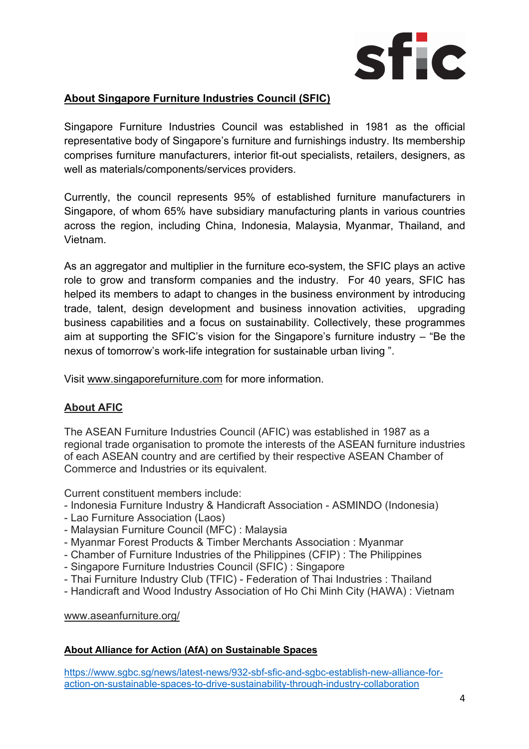## About Singapore Furniture Industries Council (SFIC)

Singapore Furniture Industries Council was established in 1981 as the official representative body of Singapore's furniture and furnishings industry. Its membership comprises furniture manufacturers, interior fit-out specialists, retailers, designers, as well as materials/components/services providers.

Currently, the council represents 95% of established furniture manufacturers in Singapore, of whom 65% have subsidiary manufacturing plants in various countries across the region, including China, Indonesia, Malaysia, Myanmar, Thailand, and Vietnam.

As an aggregator and multiplier in the furniture eco-system, the SFIC plays an active role to grow and transform companies and the industry. For 40 years, SFIC has helped its members to adapt to changes in the business environment by introducing trade, talent, design development and business innovation activities, upgrading business capabilities and a focus on sustainability. Collectively, these programmes aim at supporting the SFIC's vision for the Singapore's furniture industry – "Be the nexus of tomorrow's work-life integration for sustainable urban living ".

Visit www.singaporefurniture.com for more information.

## About AFIC

The ASEAN Furniture Industries Council (AFIC) was established in 1987 as a regional trade organisation to promote the interests of the ASEAN furniture industries of each ASEAN country and are certified by their respective ASEAN Chamber of Commerce and Industries or its equivalent.

Current constituent members include:
- Indonesia Furniture Industry & Handicraft Association - ASMINDO (Indonesia)
- Lao Furniture Association (Laos)
- Malaysian Furniture Council (MFC) : Malaysia
- Myanmar Forest Products & Timber Merchants Association : Myanmar
- Chamber of Furniture Industries of the Philippines (CFIP) : The Philippines
- Singapore Furniture Industries Council (SFIC) : Singapore
- Thai Furniture Industry Club (TFIC) - Federation of Thai Industries : Thailand
- Handicraft and Wood Industry Association of Ho Chi Minh City (HAWA) : Vietnam

www.aseanfurniture.org/

## About Alliance for Action (AfA) on Sustainable Spaces

https://www.sgbc.sg/news/latest-news/932-sbf-sfic-and-sgbc-establish-new-alliance-for-action-on-sustainable-spaces-to-drive-sustainability-through-industry-collaboration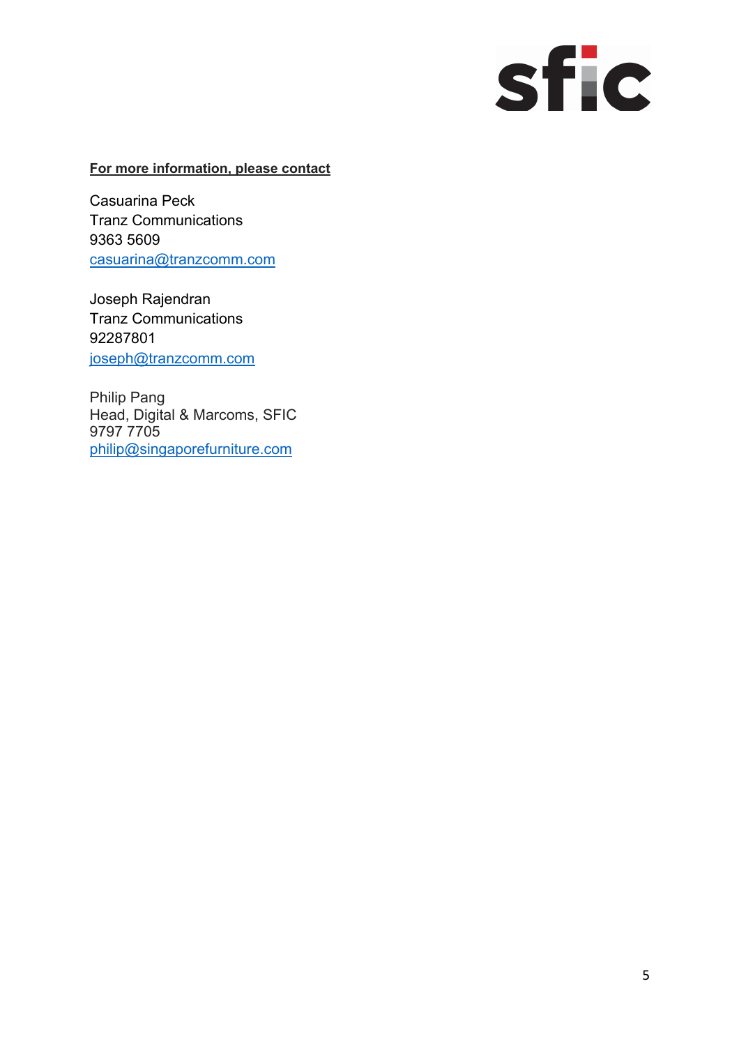**For more information, please contact**

Casuarina Peck
Tranz Communications
9363 5609
casuarina@tranzcomm.com

Joseph Rajendran
Tranz Communications
92287801
joseph@tranzcomm.com

Philip Pang
Head, Digital & Marcoms, SFIC
9797 7705
philip@singaporefurniture.com